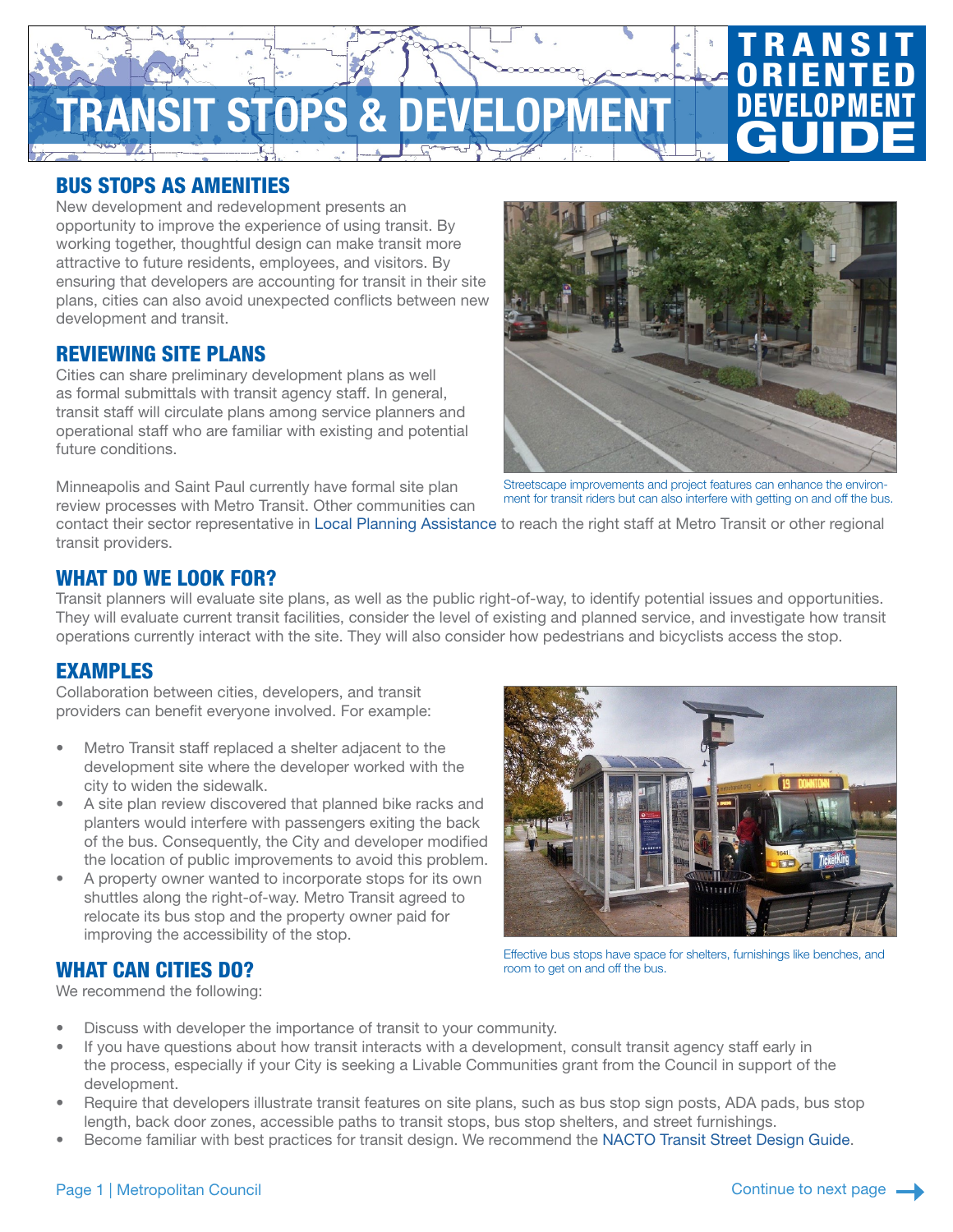# TRANSIT STOPS & DEVELOPMENT

TRANSIT ORIENTED DEVELOPMENT GUIDE

## BUS STOPS AS AMENITIES

New development and redevelopment presents an opportunity to improve the experience of using transit. By working together, thoughtful design can make transit more attractive to future residents, employees, and visitors. By ensuring that developers are accounting for transit in their site plans, cities can also avoid unexpected conflicts between new development and transit.

## REVIEWING SITE PLANS

Cities can share preliminary development plans as well as formal submittals with transit agency staff. In general, transit staff will circulate plans among service planners and operational staff who are familiar with existing and potential future conditions.

Streetscape improvements and project features can enhance the environment for transit riders but can also interfere with getting on and off the bus.

Minneapolis and Saint Paul currently have formal site plan review processes with Metro Transit. Other communities can contact their sector representative in Local Planning Assistance to reach the right staff at Metro Transit or other regional transit providers.

## WHAT DO WE LOOK FOR?

Transit planners will evaluate site plans, as well as the public right-of-way, to identify potential issues and opportunities. They will evaluate current transit facilities, consider the level of existing and planned service, and investigate how transit operations currently interact with the site. They will also consider how pedestrians and bicyclists access the stop.

## EXAMPLES

Collaboration between cities, developers, and transit providers can benefit everyone involved. For example:

- Metro Transit staff replaced a shelter adjacent to the development site where the developer worked with the city to widen the sidewalk.
- A site plan review discovered that planned bike racks and planters would interfere with passengers exiting the back of the bus. Consequently, the City and developer modified the location of public improvements to avoid this problem.
- A property owner wanted to incorporate stops for its own shuttles along the right-of-way. Metro Transit agreed to relocate its bus stop and the property owner paid for improving the accessibility of the stop.

Effective bus stops have space for shelters, furnishings like benches, and room to get on and off the bus.

## WHAT CAN CITIES DO?

We recommend the following:

- Discuss with developer the importance of transit to your community.
- If you have questions about how transit interacts with a development, consult transit agency staff early in the process, especially if your City is seeking a Livable Communities grant from the Council in support of the development.
- Require that developers illustrate transit features on site plans, such as bus stop sign posts, ADA pads, bus stop length, back door zones, accessible paths to transit stops, bus stop shelters, and street furnishings.
- Become familiar with best practices for transit design. We recommend the NACTO Transit Street Design Guide.

Continue to next page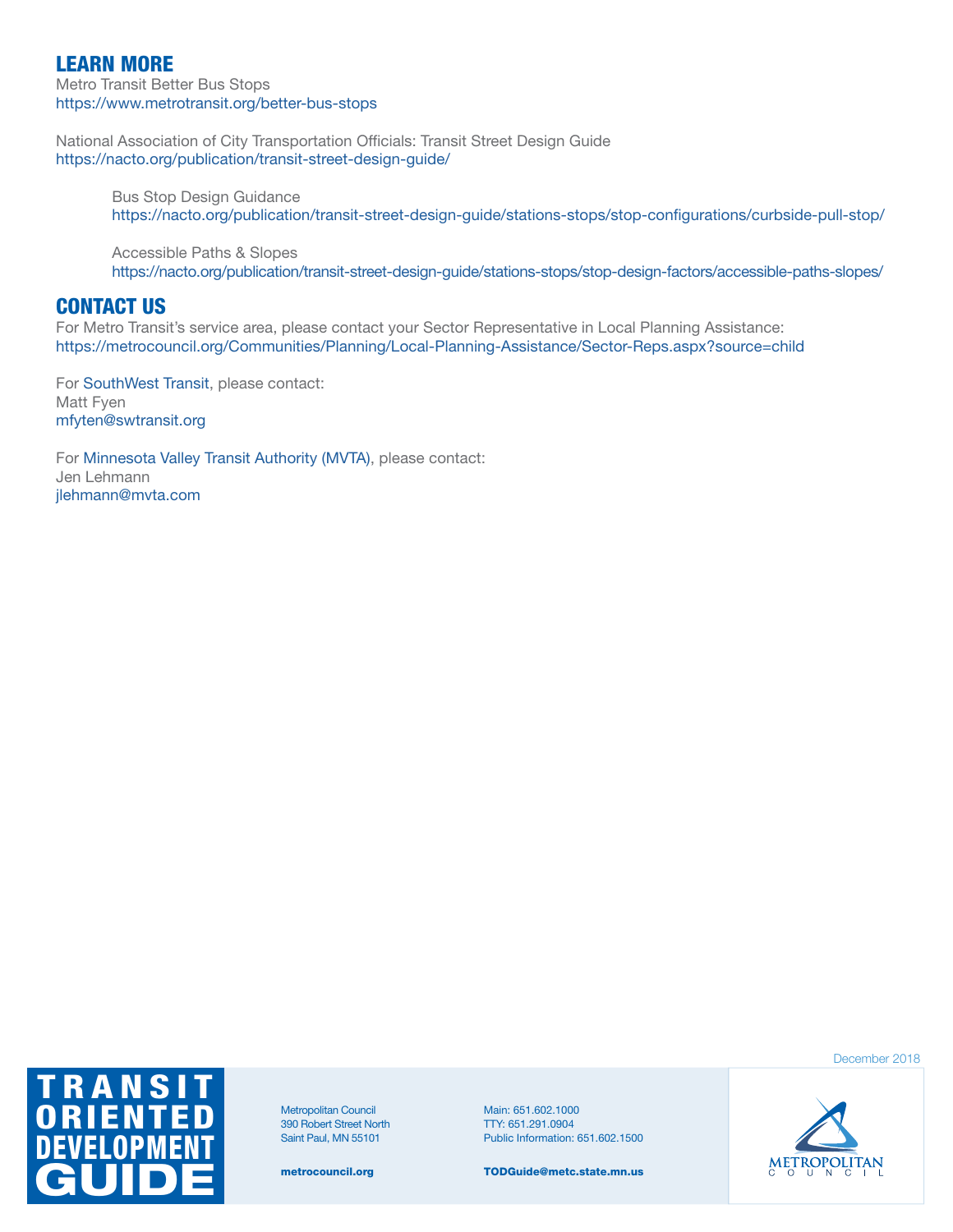## LEARN MORE

Metro Transit Better Bus Stops
https://www.metrotransit.org/better-bus-stops

National Association of City Transportation Officials: Transit Street Design Guide
https://nacto.org/publication/transit-street-design-guide/

> Bus Stop Design Guidance
> https://nacto.org/publication/transit-street-design-guide/stations-stops/stop-configurations/curbside-pull-stop/
>
> Accessible Paths & Slopes
> https://nacto.org/publication/transit-street-design-guide/stations-stops/stop-design-factors/accessible-paths-slopes/

## CONTACT US

For Metro Transit's service area, please contact your Sector Representative in Local Planning Assistance:
https://metrocouncil.org/Communities/Planning/Local-Planning-Assistance/Sector-Reps.aspx?source=child

For SouthWest Transit, please contact:
Matt Fyen
mfyten@swtransit.org

For Minnesota Valley Transit Authority (MVTA), please contact:
Jen Lehmann
jlehmann@mvta.com

December 2018

**TRANSIT ORIENTED DEVELOPMENT GUIDE**

Metropolitan Council
390 Robert Street North
Saint Paul, MN 55101

**metrocouncil.org**

Main: 651.602.1000
TTY: 651.291.0904
Public Information: 651.602.1500

**TODGuide@metc.state.mn.us**

METROPOLITAN COUNCIL